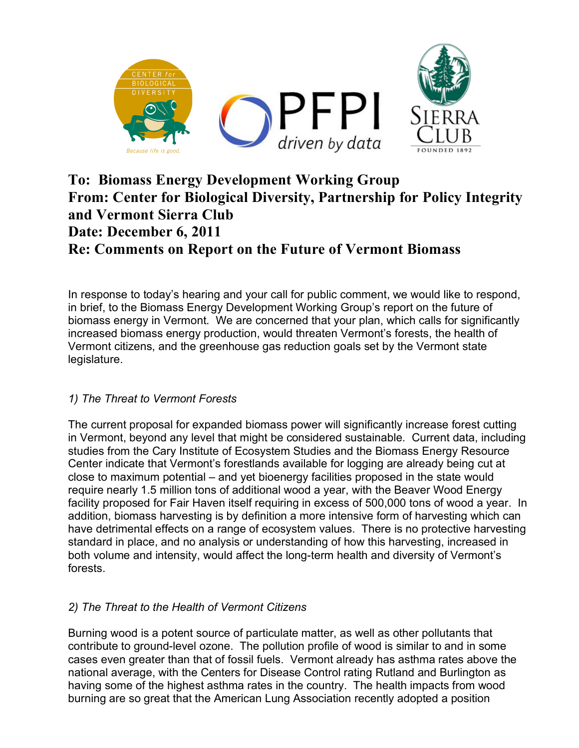**To: Biomass Energy Development Working Group**
**From: Center for Biological Diversity, Partnership for Policy Integrity and Vermont Sierra Club**
**Date: December 6, 2011**
**Re: Comments on Report on the Future of Vermont Biomass**

In response to today's hearing and your call for public comment, we would like to respond, in brief, to the Biomass Energy Development Working Group's report on the future of biomass energy in Vermont. We are concerned that your plan, which calls for significantly increased biomass energy production, would threaten Vermont's forests, the health of Vermont citizens, and the greenhouse gas reduction goals set by the Vermont state legislature.

*1) The Threat to Vermont Forests*

The current proposal for expanded biomass power will significantly increase forest cutting in Vermont, beyond any level that might be considered sustainable. Current data, including studies from the Cary Institute of Ecosystem Studies and the Biomass Energy Resource Center indicate that Vermont's forestlands available for logging are already being cut at close to maximum potential – and yet bioenergy facilities proposed in the state would require nearly 1.5 million tons of additional wood a year, with the Beaver Wood Energy facility proposed for Fair Haven itself requiring in excess of 500,000 tons of wood a year. In addition, biomass harvesting is by definition a more intensive form of harvesting which can have detrimental effects on a range of ecosystem values. There is no protective harvesting standard in place, and no analysis or understanding of how this harvesting, increased in both volume and intensity, would affect the long-term health and diversity of Vermont's forests.

*2) The Threat to the Health of Vermont Citizens*

Burning wood is a potent source of particulate matter, as well as other pollutants that contribute to ground-level ozone. The pollution profile of wood is similar to and in some cases even greater than that of fossil fuels. Vermont already has asthma rates above the national average, with the Centers for Disease Control rating Rutland and Burlington as having some of the highest asthma rates in the country. The health impacts from wood burning are so great that the American Lung Association recently adopted a position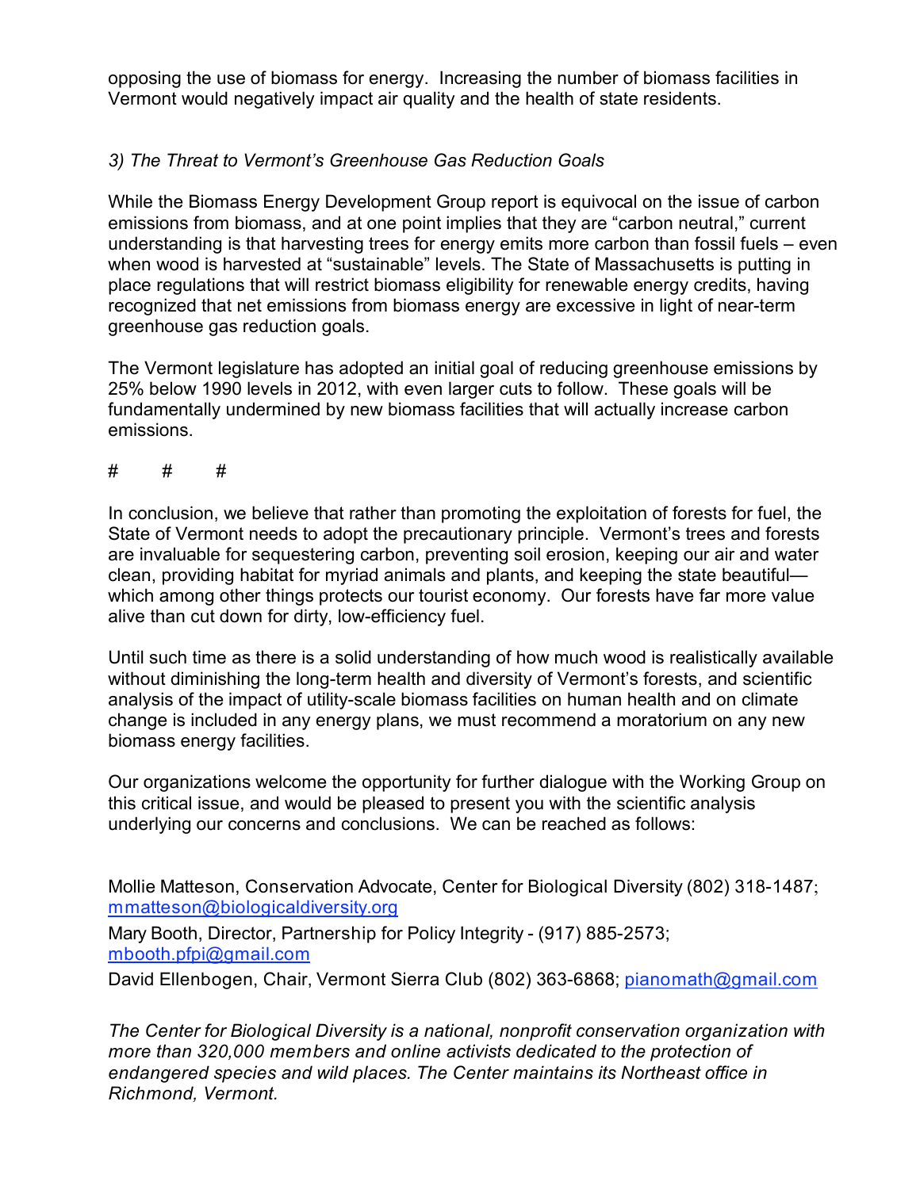opposing the use of biomass for energy. Increasing the number of biomass facilities in Vermont would negatively impact air quality and the health of state residents.

*3) The Threat to Vermont's Greenhouse Gas Reduction Goals*

While the Biomass Energy Development Group report is equivocal on the issue of carbon emissions from biomass, and at one point implies that they are "carbon neutral," current understanding is that harvesting trees for energy emits more carbon than fossil fuels – even when wood is harvested at "sustainable" levels. The State of Massachusetts is putting in place regulations that will restrict biomass eligibility for renewable energy credits, having recognized that net emissions from biomass energy are excessive in light of near-term greenhouse gas reduction goals.

The Vermont legislature has adopted an initial goal of reducing greenhouse emissions by 25% below 1990 levels in 2012, with even larger cuts to follow. These goals will be fundamentally undermined by new biomass facilities that will actually increase carbon emissions.

# # #

In conclusion, we believe that rather than promoting the exploitation of forests for fuel, the State of Vermont needs to adopt the precautionary principle. Vermont's trees and forests are invaluable for sequestering carbon, preventing soil erosion, keeping our air and water clean, providing habitat for myriad animals and plants, and keeping the state beautiful—which among other things protects our tourist economy. Our forests have far more value alive than cut down for dirty, low-efficiency fuel.

Until such time as there is a solid understanding of how much wood is realistically available without diminishing the long-term health and diversity of Vermont's forests, and scientific analysis of the impact of utility-scale biomass facilities on human health and on climate change is included in any energy plans, we must recommend a moratorium on any new biomass energy facilities.

Our organizations welcome the opportunity for further dialogue with the Working Group on this critical issue, and would be pleased to present you with the scientific analysis underlying our concerns and conclusions. We can be reached as follows:

Mollie Matteson, Conservation Advocate, Center for Biological Diversity (802) 318-1487; mmatteson@biologicaldiversity.org

Mary Booth, Director, Partnership for Policy Integrity - (917) 885-2573; mbooth.pfpi@gmail.com

David Ellenbogen, Chair, Vermont Sierra Club (802) 363-6868; pianomath@gmail.com

*The Center for Biological Diversity is a national, nonprofit conservation organization with more than 320,000 members and online activists dedicated to the protection of endangered species and wild places. The Center maintains its Northeast office in Richmond, Vermont.*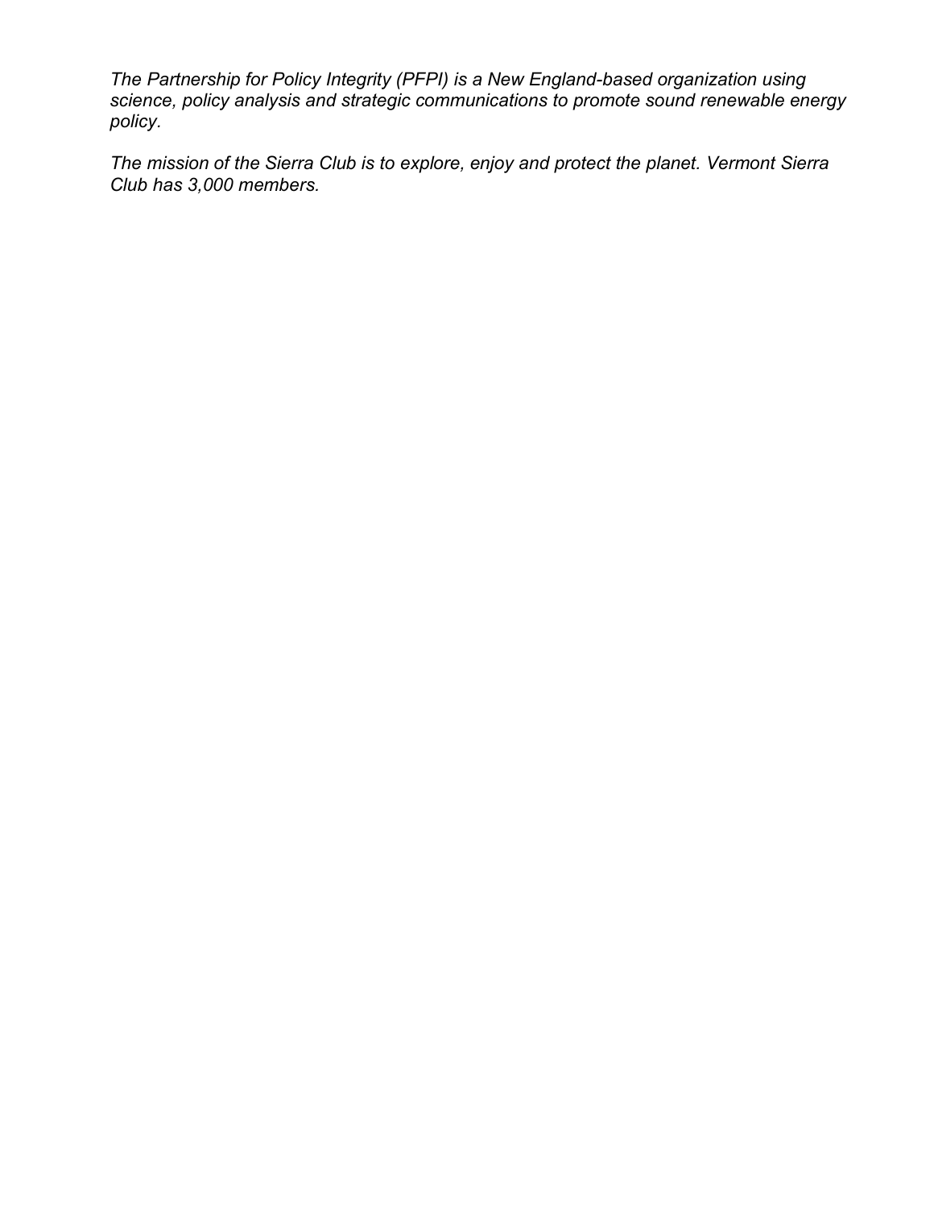*The Partnership for Policy Integrity (PFPI) is a New England-based organization using science, policy analysis and strategic communications to promote sound renewable energy policy.*

*The mission of the Sierra Club is to explore, enjoy and protect the planet. Vermont Sierra Club has 3,000 members.*